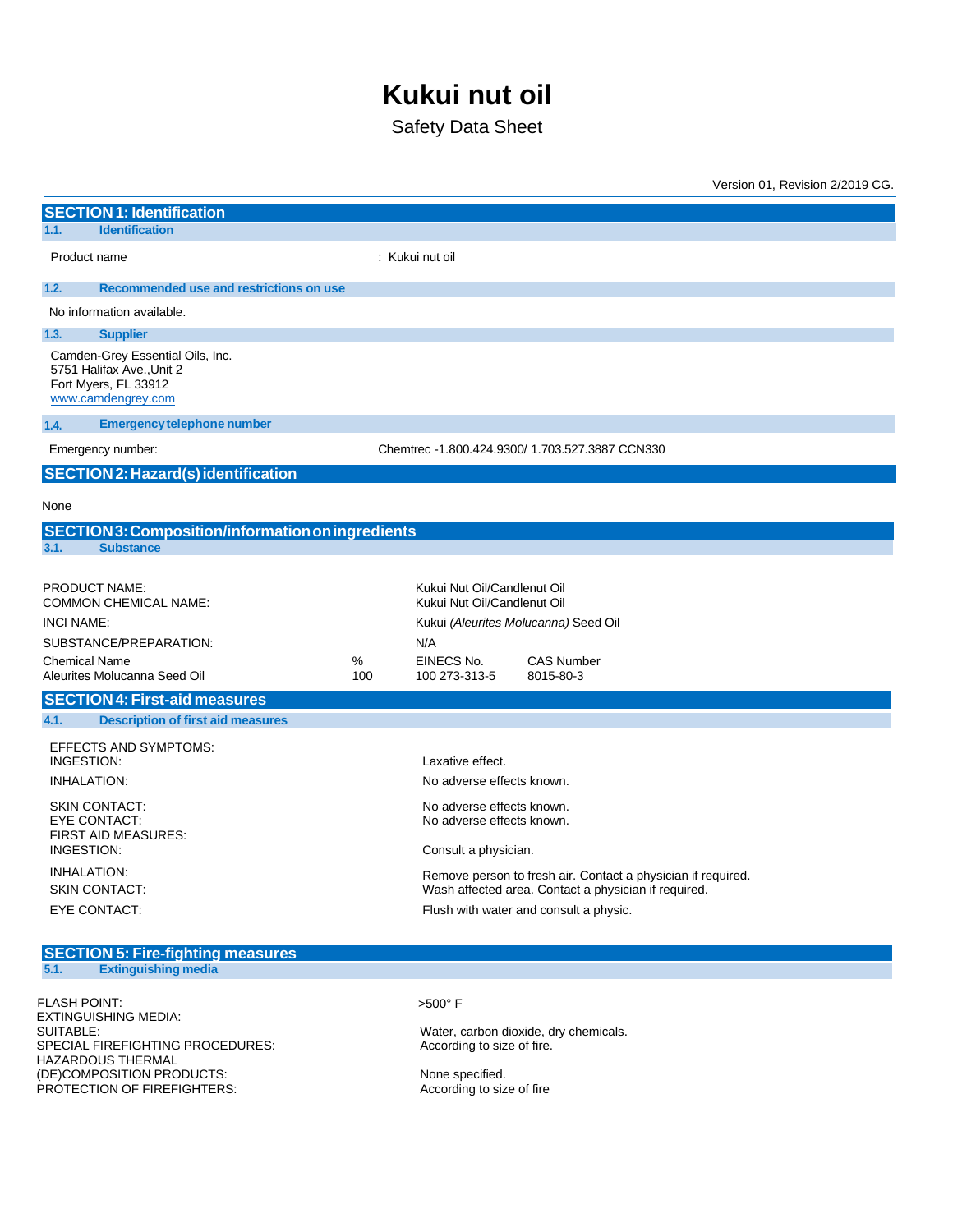# Kukui nut oil

Safety Data Sheet

Version 01, Revision 2/2019 CG.

## SECTION 1: Identification

### 1.1. Identification

Product name : Kukui nut oil

### 1.2. Recommended use and restrictions on use

No information available.

### 1.3. Supplier

Camden-Grey Essential Oils, Inc.
5751 Halifax Ave.,Unit 2
Fort Myers, FL 33912
www.camdengrey.com

### 1.4. Emergency telephone number

Emergency number: Chemtrec -1.800.424.9300/ 1.703.527.3887 CCN330

## SECTION 2: Hazard(s) identification

None

## SECTION 3: Composition/information on ingredients

### 3.1. Substance

| | |
|---|---|
| PRODUCT NAME: | Kukui Nut Oil/Candlenut Oil |
| COMMON CHEMICAL NAME: | Kukui Nut Oil/Candlenut Oil |
| INCI NAME: | Kukui *(Aleurites Molucanna)* Seed Oil |
| SUBSTANCE/PREPARATION: | N/A |

| Chemical Name | % | EINECS No. | CAS Number |
|---|---|---|---|
| Aleurites Molucanna Seed Oil | 100 | 100 273-313-5 | 8015-80-3 |

## SECTION 4: First-aid measures

### 4.1. Description of first aid measures

EFFECTS AND SYMPTOMS:

| | |
|---|---|
| INGESTION: | Laxative effect. |
| INHALATION: | No adverse effects known. |
| SKIN CONTACT: | No adverse effects known. |
| EYE CONTACT: | No adverse effects known. |

FIRST AID MEASURES:

| | |
|---|---|
| INGESTION: | Consult a physician. |
| INHALATION: | Remove person to fresh air. Contact a physician if required. |
| SKIN CONTACT: | Wash affected area. Contact a physician if required. |
| EYE CONTACT: | Flush with water and consult a physic. |

## SECTION 5: Fire-fighting measures

### 5.1. Extinguishing media

| | |
|---|---|
| FLASH POINT: | >500° F |
| EXTINGUISHING MEDIA: SUITABLE: | Water, carbon dioxide, dry chemicals. |
| SPECIAL FIREFIGHTING PROCEDURES: | According to size of fire. |
| HAZARDOUS THERMAL (DE)COMPOSITION PRODUCTS: | None specified. |
| PROTECTION OF FIREFIGHTERS: | According to size of fire |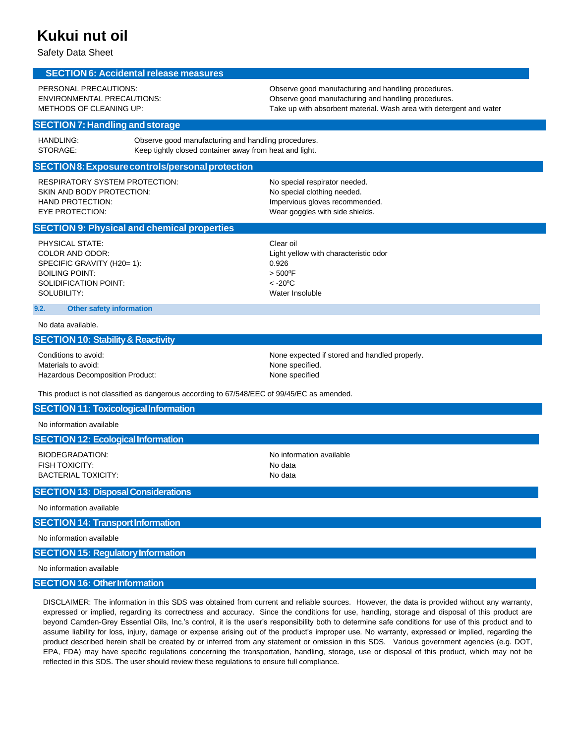# Kukui nut oil

Safety Data Sheet

## SECTION 6: Accidental release measures

| | |
|---|---|
| PERSONAL PRECAUTIONS: | Observe good manufacturing and handling procedures. |
| ENVIRONMENTAL PRECAUTIONS: | Observe good manufacturing and handling procedures. |
| METHODS OF CLEANING UP: | Take up with absorbent material. Wash area with detergent and water |

## SECTION 7: Handling and storage

| | |
|---|---|
| HANDLING: | Observe good manufacturing and handling procedures. |
| STORAGE: | Keep tightly closed container away from heat and light. |

## SECTION 8: Exposure controls/personal protection

| | |
|---|---|
| RESPIRATORY SYSTEM PROTECTION: | No special respirator needed. |
| SKIN AND BODY PROTECTION: | No special clothing needed. |
| HAND PROTECTION: | Impervious gloves recommended. |
| EYE PROTECTION: | Wear goggles with side shields. |

## SECTION 9: Physical and chemical properties

| | |
|---|---|
| PHYSICAL STATE: | Clear oil |
| COLOR AND ODOR: | Light yellow with characteristic odor |
| SPECIFIC GRAVITY (H20= 1): | 0.926 |
| BOILING POINT: | > 500$^0$F |
| SOLIDIFICATION POINT: | < -20$^0$C |
| SOLUBILITY: | Water Insoluble |

### 9.2. Other safety information

No data available.

## SECTION 10: Stability & Reactivity

| | |
|---|---|
| Conditions to avoid: | None expected if stored and handled properly. |
| Materials to avoid: | None specified. |
| Hazardous Decomposition Product: | None specified |

This product is not classified as dangerous according to 67/548/EEC of 99/45/EC as amended.

## SECTION 11: Toxicological Information

No information available

## SECTION 12: Ecological Information

| | |
|---|---|
| BIODEGRADATION: | No information available |
| FISH TOXICITY: | No data |
| BACTERIAL TOXICITY: | No data |

## SECTION 13: Disposal Considerations

No information available

## SECTION 14: Transport Information

No information available

## SECTION 15: Regulatory Information

No information available

## SECTION 16: Other Information

DISCLAIMER: The information in this SDS was obtained from current and reliable sources. However, the data is provided without any warranty, expressed or implied, regarding its correctness and accuracy. Since the conditions for use, handling, storage and disposal of this product are beyond Camden-Grey Essential Oils, Inc.'s control, it is the user's responsibility both to determine safe conditions for use of this product and to assume liability for loss, injury, damage or expense arising out of the product's improper use. No warranty, expressed or implied, regarding the product described herein shall be created by or inferred from any statement or omission in this SDS. Various government agencies (e.g. DOT, EPA, FDA) may have specific regulations concerning the transportation, handling, storage, use or disposal of this product, which may not be reflected in this SDS. The user should review these regulations to ensure full compliance.